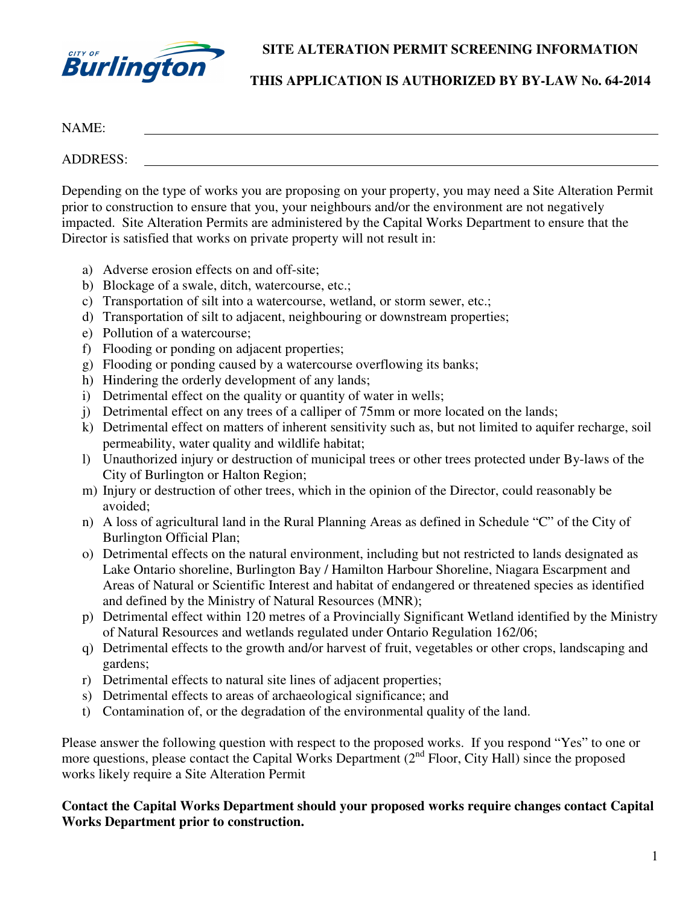**SITE ALTERATION PERMIT SCREENING INFORMATION**

**THIS APPLICATION IS AUTHORIZED BY BY-LAW No. 64-2014**

NAME: ______________________________________________

ADDRESS: ______________________________________________

Depending on the type of works you are proposing on your property, you may need a Site Alteration Permit prior to construction to ensure that you, your neighbours and/or the environment are not negatively impacted. Site Alteration Permits are administered by the Capital Works Department to ensure that the Director is satisfied that works on private property will not result in:

a) Adverse erosion effects on and off-site;
b) Blockage of a swale, ditch, watercourse, etc.;
c) Transportation of silt into a watercourse, wetland, or storm sewer, etc.;
d) Transportation of silt to adjacent, neighbouring or downstream properties;
e) Pollution of a watercourse;
f) Flooding or ponding on adjacent properties;
g) Flooding or ponding caused by a watercourse overflowing its banks;
h) Hindering the orderly development of any lands;
i) Detrimental effect on the quality or quantity of water in wells;
j) Detrimental effect on any trees of a calliper of 75mm or more located on the lands;
k) Detrimental effect on matters of inherent sensitivity such as, but not limited to aquifer recharge, soil permeability, water quality and wildlife habitat;
l) Unauthorized injury or destruction of municipal trees or other trees protected under By-laws of the City of Burlington or Halton Region;
m) Injury or destruction of other trees, which in the opinion of the Director, could reasonably be avoided;
n) A loss of agricultural land in the Rural Planning Areas as defined in Schedule "C" of the City of Burlington Official Plan;
o) Detrimental effects on the natural environment, including but not restricted to lands designated as Lake Ontario shoreline, Burlington Bay / Hamilton Harbour Shoreline, Niagara Escarpment and Areas of Natural or Scientific Interest and habitat of endangered or threatened species as identified and defined by the Ministry of Natural Resources (MNR);
p) Detrimental effect within 120 metres of a Provincially Significant Wetland identified by the Ministry of Natural Resources and wetlands regulated under Ontario Regulation 162/06;
q) Detrimental effects to the growth and/or harvest of fruit, vegetables or other crops, landscaping and gardens;
r) Detrimental effects to natural site lines of adjacent properties;
s) Detrimental effects to areas of archaeological significance; and
t) Contamination of, or the degradation of the environmental quality of the land.

Please answer the following question with respect to the proposed works. If you respond "Yes" to one or more questions, please contact the Capital Works Department (2nd Floor, City Hall) since the proposed works likely require a Site Alteration Permit

**Contact the Capital Works Department should your proposed works require changes contact Capital Works Department prior to construction.**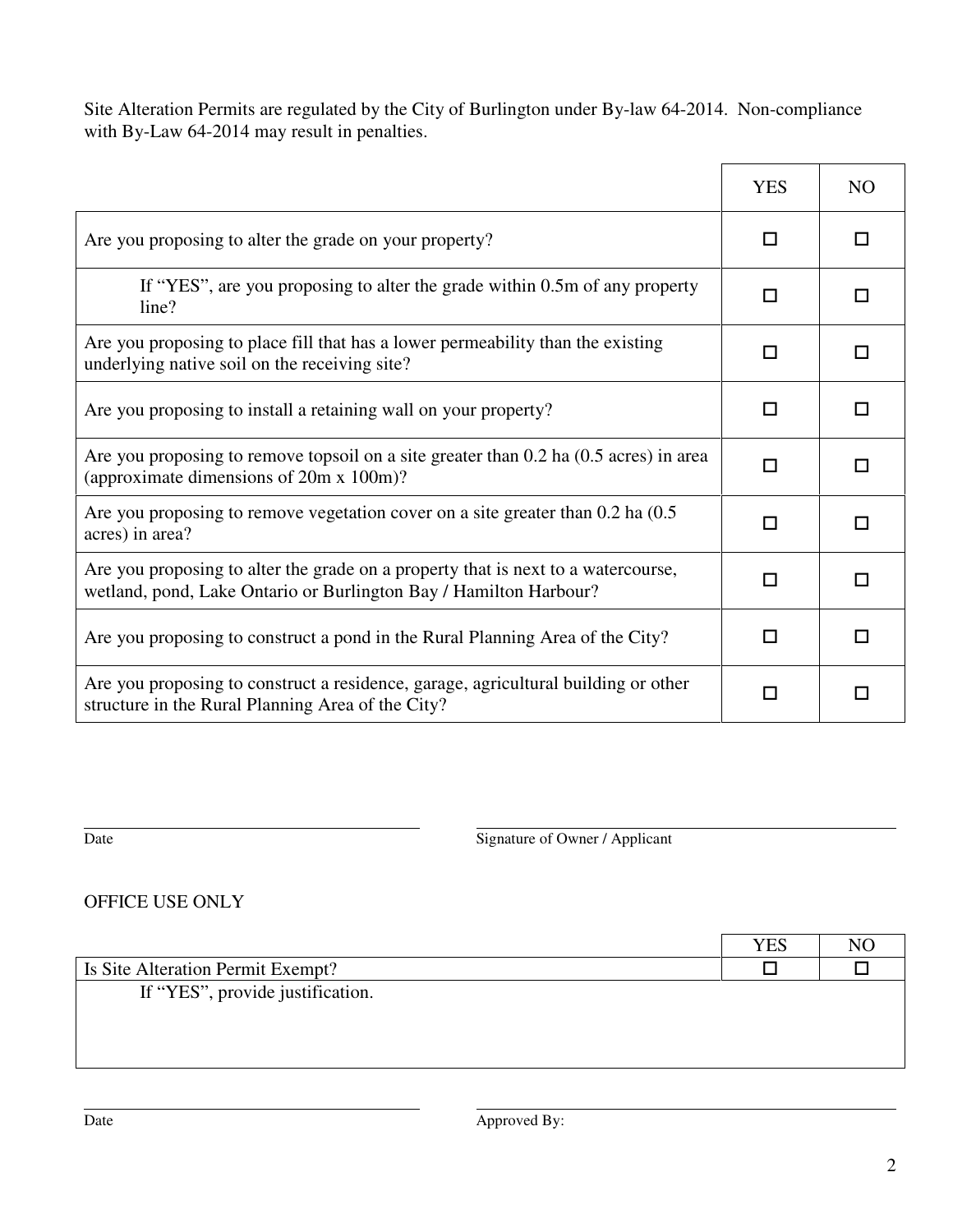Site Alteration Permits are regulated by the City of Burlington under By-law 64-2014. Non-compliance with By-Law 64-2014 may result in penalties.

| | YES | NO |
|---|---|---|
| Are you proposing to alter the grade on your property? | ☐ | ☐ |
| If "YES", are you proposing to alter the grade within 0.5m of any property line? | ☐ | ☐ |
| Are you proposing to place fill that has a lower permeability than the existing underlying native soil on the receiving site? | ☐ | ☐ |
| Are you proposing to install a retaining wall on your property? | ☐ | ☐ |
| Are you proposing to remove topsoil on a site greater than 0.2 ha (0.5 acres) in area (approximate dimensions of 20m x 100m)? | ☐ | ☐ |
| Are you proposing to remove vegetation cover on a site greater than 0.2 ha (0.5 acres) in area? | ☐ | ☐ |
| Are you proposing to alter the grade on a property that is next to a watercourse, wetland, pond, Lake Ontario or Burlington Bay / Hamilton Harbour? | ☐ | ☐ |
| Are you proposing to construct a pond in the Rural Planning Area of the City? | ☐ | ☐ |
| Are you proposing to construct a residence, garage, agricultural building or other structure in the Rural Planning Area of the City? | ☐ | ☐ |

Date ______________________ Signature of Owner / Applicant ______________________

OFFICE USE ONLY

| | YES | NO |
|---|---|---|
| Is Site Alteration Permit Exempt? | ☐ | ☐ |
| If "YES", provide justification. | | |

Date ______________________ Approved By: ______________________